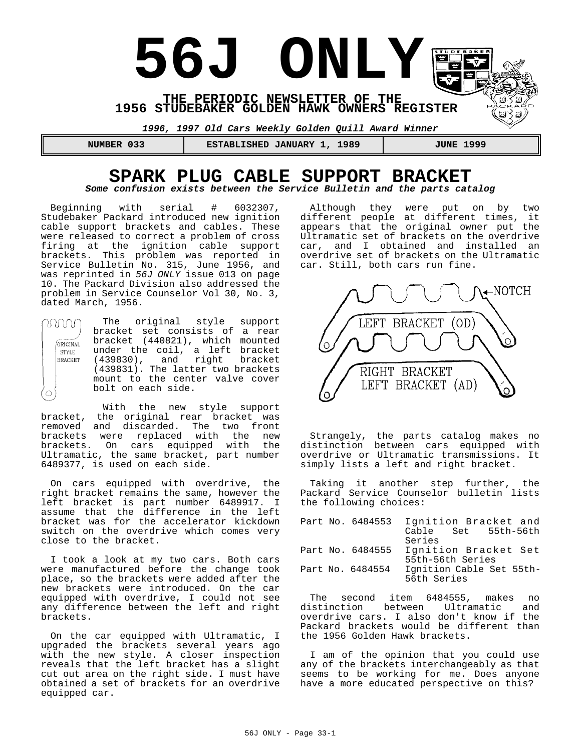# 56J ONLY

**THE PERIODIC NEWSLETTER OF THE 1956 STUDEBAKER GOLDEN HAWK OWNERS REGISTER**

***1996, 1997 Old Cars Weekly Golden Quill Award Winner***

| NUMBER 033 | ESTABLISHED JANUARY 1, 1989 | JUNE 1999 |
|---|---|---|

## SPARK PLUG CABLE SUPPORT BRACKET

***Some confusion exists between the Service Bulletin and the parts catalog***

Beginning with serial # 6032307, Studebaker Packard introduced new ignition cable support brackets and cables. These were released to correct a problem of cross firing at the ignition cable support brackets. This problem was reported in Service Bulletin No. 315, June 1956, and was reprinted in *56J ONLY* issue 013 on page 10. The Packard Division also addressed the problem in Service Counselor Vol 30, No. 3, dated March, 1956.

ORIGINAL STYLE BRACKET

The original style support bracket set consists of a rear bracket (440821), which mounted under the coil, a left bracket (439830), and right bracket (439831). The latter two brackets mount to the center valve cover bolt on each side.

With the new style support bracket, the original rear bracket was removed and discarded. The two front brackets were replaced with the new brackets. On cars equipped with the Ultramatic, the same bracket, part number 6489377, is used on each side.

On cars equipped with overdrive, the right bracket remains the same, however the left bracket is part number 6489917. I assume that the difference in the left bracket was for the accelerator kickdown switch on the overdrive which comes very close to the bracket.

I took a look at my two cars. Both cars were manufactured before the change took place, so the brackets were added after the new brackets were introduced. On the car equipped with overdrive, I could not see any difference between the left and right brackets.

On the car equipped with Ultramatic, I upgraded the brackets several years ago with the new style. A closer inspection reveals that the left bracket has a slight cut out area on the right side. I must have obtained a set of brackets for an overdrive equipped car.

Although they were put on by two different people at different times, it appears that the original owner put the Ultramatic set of brackets on the overdrive car, and I obtained and installed an overdrive set of brackets on the Ultramatic car. Still, both cars run fine.

NOTCH

LEFT BRACKET (OD)

RIGHT BRACKET
LEFT BRACKET (AD)

Strangely, the parts catalog makes no distinction between cars equipped with overdrive or Ultramatic transmissions. It simply lists a left and right bracket.

Taking it another step further, the Packard Service Counselor bulletin lists the following choices:

| | |
|---|---|
| Part No. 6484553 | Ignition Bracket and Cable Set 55th-56th Series |
| Part No. 6484555 | Ignition Bracket Set 55th-56th Series |
| Part No. 6484554 | Ignition Cable Set 55th-56th Series |

The second item 6484555, makes no distinction between Ultramatic and overdrive cars. I also don't know if the Packard brackets would be different than the 1956 Golden Hawk brackets.

I am of the opinion that you could use any of the brackets interchangeably as that seems to be working for me. Does anyone have a more educated perspective on this?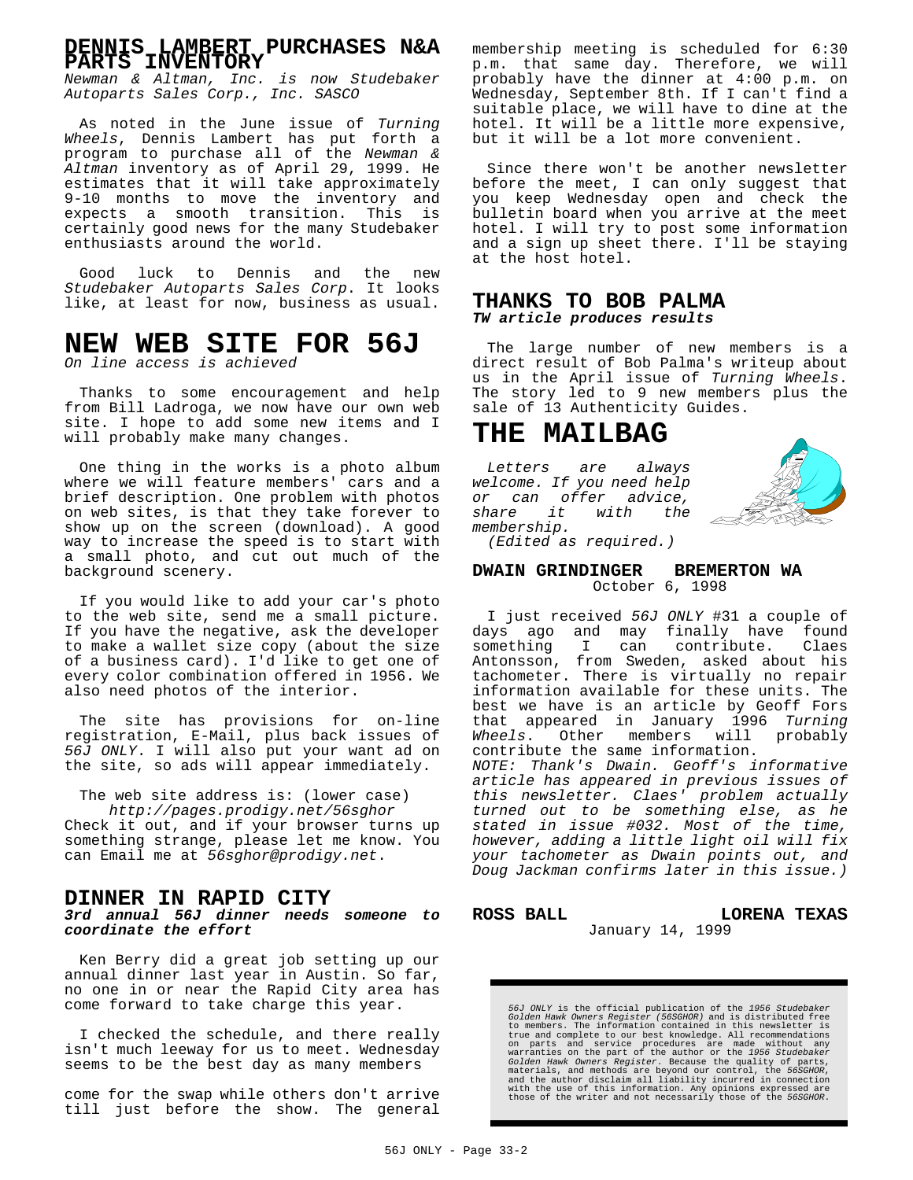## DENNIS LAMBERT PURCHASES N&A PARTS INVENTORY

*Newman & Altman, Inc. is now Studebaker Autoparts Sales Corp., Inc. SASCO*

As noted in the June issue of *Turning Wheels*, Dennis Lambert has put forth a program to purchase all of the *Newman & Altman* inventory as of April 29, 1999. He estimates that it will take approximately 9-10 months to move the inventory and expects a smooth transition. This is certainly good news for the many Studebaker enthusiasts around the world.

Good luck to Dennis and the new *Studebaker Autoparts Sales Corp*. It looks like, at least for now, business as usual.

# NEW WEB SITE FOR 56J

*On line access is achieved*

Thanks to some encouragement and help from Bill Ladroga, we now have our own web site. I hope to add some new items and I will probably make many changes.

One thing in the works is a photo album where we will feature members' cars and a brief description. One problem with photos on web sites, is that they take forever to show up on the screen (download). A good way to increase the speed is to start with a small photo, and cut out much of the background scenery.

If you would like to add your car's photo to the web site, send me a small picture. If you have the negative, ask the developer to make a wallet size copy (about the size of a business card). I'd like to get one of every color combination offered in 1956. We also need photos of the interior.

The site has provisions for on-line registration, E-Mail, plus back issues of *56J ONLY*. I will also put your want ad on the site, so ads will appear immediately.

The web site address is: (lower case)
*http://pages.prodigy.net/56sghor*
Check it out, and if your browser turns up something strange, please let me know. You can Email me at *56sghor@prodigy.net*.

## DINNER IN RAPID CITY

***3rd annual 56J dinner needs someone to coordinate the effort***

Ken Berry did a great job setting up our annual dinner last year in Austin. So far, no one in or near the Rapid City area has come forward to take charge this year.

I checked the schedule, and there really isn't much leeway for us to meet. Wednesday seems to be the best day as many members come for the swap while others don't arrive till just before the show. The general membership meeting is scheduled for 6:30 p.m. that same day. Therefore, we will probably have the dinner at 4:00 p.m. on Wednesday, September 8th. If I can't find a suitable place, we will have to dine at the hotel. It will be a little more expensive, but it will be a lot more convenient.

Since there won't be another newsletter before the meet, I can only suggest that you keep Wednesday open and check the bulletin board when you arrive at the meet hotel. I will try to post some information and a sign up sheet there. I'll be staying at the host hotel.

## THANKS TO BOB PALMA

***TW article produces results***

The large number of new members is a direct result of Bob Palma's writeup about us in the April issue of *Turning Wheels*. The story led to 9 new members plus the sale of 13 Authenticity Guides.

# THE MAILBAG

*Letters are always welcome. If you need help or can offer advice, share it with the membership.*
*(Edited as required.)*

**DWAIN GRINDINGER BREMERTON WA**
October 6, 1998

I just received *56J ONLY* #31 a couple of days ago and may finally have found something I can contribute. Claes Antonsson, from Sweden, asked about his tachometer. There is virtually no repair information available for these units. The best we have is an article by Geoff Fors that appeared in January 1996 *Turning Wheels*. Other members will probably contribute the same information.
*NOTE: Thank's Dwain. Geoff's informative article has appeared in previous issues of this newsletter. Claes' problem actually turned out to be something else, as he stated in issue #032. Most of the time, however, adding a little light oil will fix your tachometer as Dwain points out, and Doug Jackman confirms later in this issue.)*

**ROSS BALL LORENA TEXAS**
January 14, 1999

*56J ONLY* is the official publication of the *1956 Studebaker Golden Hawk Owners Register (56SGHOR)* and is distributed free to members. The information contained in this newsletter is true and complete to our best knowledge. All recommendations on parts and service procedures are made without any warranties on the part of the author or the *1956 Studebaker Golden Hawk Owners Register*. Because the quality of parts, materials, and methods are beyond our control, the *56SGHOR*, and the author disclaim all liability incurred in connection with the use of this information. Any opinions expressed are those of the writer and not necessarily those of the *56SGHOR*.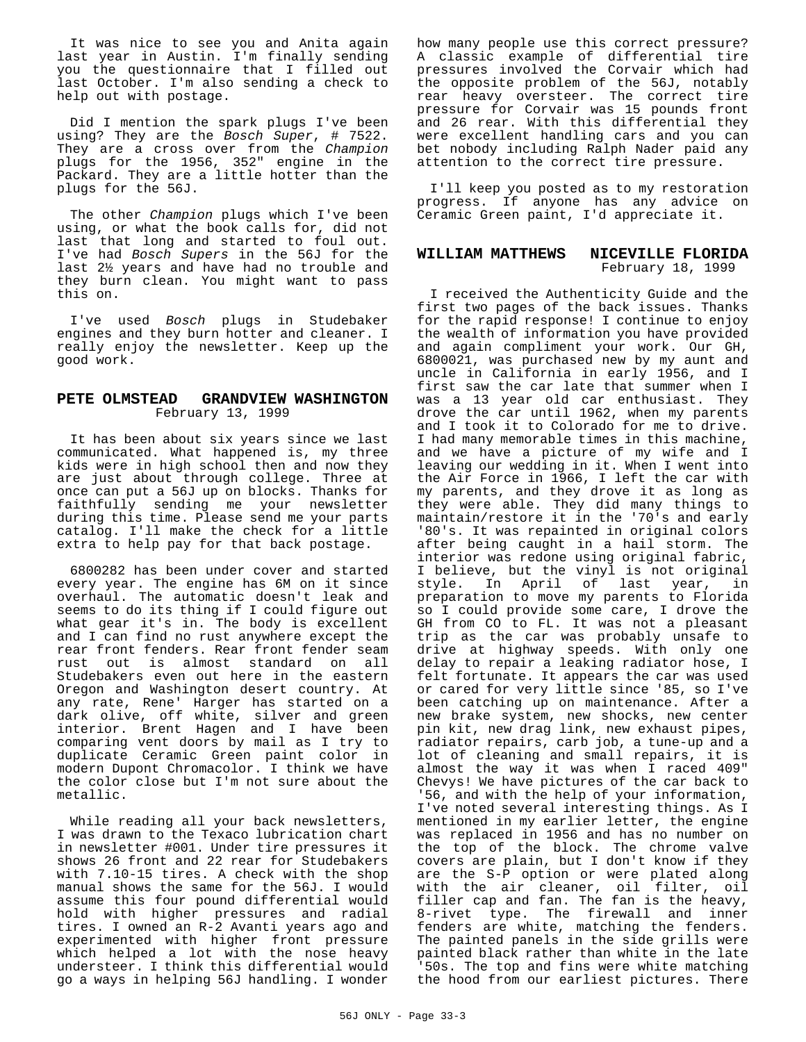It was nice to see you and Anita again last year in Austin. I'm finally sending you the questionnaire that I filled out last October. I'm also sending a check to help out with postage.

Did I mention the spark plugs I've been using? They are the *Bosch Super*, # 7522. They are a cross over from the *Champion* plugs for the 1956, 352" engine in the Packard. They are a little hotter than the plugs for the 56J.

The other *Champion* plugs which I've been using, or what the book calls for, did not last that long and started to foul out. I've had *Bosch Supers* in the 56J for the last 2½ years and have had no trouble and they burn clean. You might want to pass this on.

I've used *Bosch* plugs in Studebaker engines and they burn hotter and cleaner. I really enjoy the newsletter. Keep up the good work.

### PETE OLMSTEAD GRANDVIEW WASHINGTON

February 13, 1999

It has been about six years since we last communicated. What happened is, my three kids were in high school then and now they are just about through college. Three at once can put a 56J up on blocks. Thanks for faithfully sending me your newsletter during this time. Please send me your parts catalog. I'll make the check for a little extra to help pay for that back postage.

6800282 has been under cover and started every year. The engine has 6M on it since overhaul. The automatic doesn't leak and seems to do its thing if I could figure out what gear it's in. The body is excellent and I can find no rust anywhere except the rear front fenders. Rear front fender seam rust out is almost standard on all Studebakers even out here in the eastern Oregon and Washington desert country. At any rate, Rene' Harger has started on a dark olive, off white, silver and green interior. Brent Hagen and I have been comparing vent doors by mail as I try to duplicate Ceramic Green paint color in modern Dupont Chromacolor. I think we have the color close but I'm not sure about the metallic.

While reading all your back newsletters, I was drawn to the Texaco lubrication chart in newsletter #001. Under tire pressures it shows 26 front and 22 rear for Studebakers with 7.10-15 tires. A check with the shop manual shows the same for the 56J. I would assume this four pound differential would hold with higher pressures and radial tires. I owned an R-2 Avanti years ago and experimented with higher front pressure which helped a lot with the nose heavy understeer. I think this differential would go a ways in helping 56J handling. I wonder how many people use this correct pressure? A classic example of differential tire pressures involved the Corvair which had the opposite problem of the 56J, notably rear heavy oversteer. The correct tire pressure for Corvair was 15 pounds front and 26 rear. With this differential they were excellent handling cars and you can bet nobody including Ralph Nader paid any attention to the correct tire pressure.

I'll keep you posted as to my restoration progress. If anyone has any advice on Ceramic Green paint, I'd appreciate it.

### WILLIAM MATTHEWS NICEVILLE FLORIDA

February 18, 1999

I received the Authenticity Guide and the first two pages of the back issues. Thanks for the rapid response! I continue to enjoy the wealth of information you have provided and again compliment your work. Our GH, 6800021, was purchased new by my aunt and uncle in California in early 1956, and I first saw the car late that summer when I was a 13 year old car enthusiast. They drove the car until 1962, when my parents and I took it to Colorado for me to drive. I had many memorable times in this machine, and we have a picture of my wife and I leaving our wedding in it. When I went into the Air Force in 1966, I left the car with my parents, and they drove it as long as they were able. They did many things to maintain/restore it in the '70's and early '80's. It was repainted in original colors after being caught in a hail storm. The interior was redone using original fabric, I believe, but the vinyl is not original style. In April of last year, in preparation to move my parents to Florida so I could provide some care, I drove the GH from CO to FL. It was not a pleasant trip as the car was probably unsafe to drive at highway speeds. With only one delay to repair a leaking radiator hose, I felt fortunate. It appears the car was used or cared for very little since '85, so I've been catching up on maintenance. After a new brake system, new shocks, new center pin kit, new drag link, new exhaust pipes, radiator repairs, carb job, a tune-up and a lot of cleaning and small repairs, it is almost the way it was when I raced 409" Chevys! We have pictures of the car back to '56, and with the help of your information, I've noted several interesting things. As I mentioned in my earlier letter, the engine was replaced in 1956 and has no number on the top of the block. The chrome valve covers are plain, but I don't know if they are the S-P option or were plated along with the air cleaner, oil filter, oil filler cap and fan. The fan is the heavy, 8-rivet type. The firewall and inner fenders are white, matching the fenders. The painted panels in the side grills were painted black rather than white in the late '50s. The top and fins were white matching the hood from our earliest pictures. There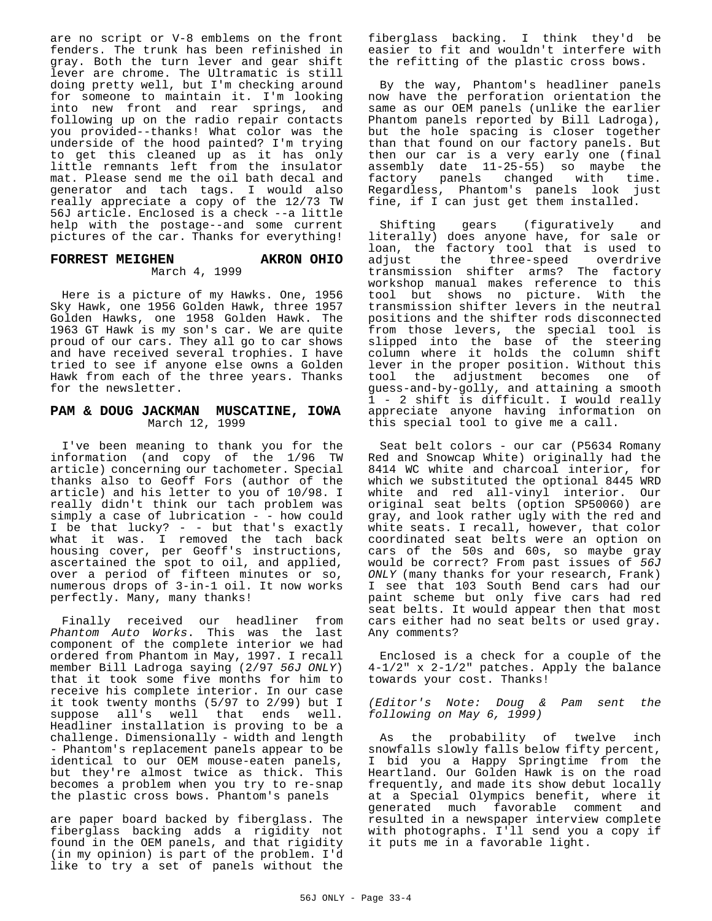are no script or V-8 emblems on the front fenders. The trunk has been refinished in gray. Both the turn lever and gear shift lever are chrome. The Ultramatic is still doing pretty well, but I'm checking around for someone to maintain it. I'm looking into new front and rear springs, and following up on the radio repair contacts you provided--thanks! What color was the underside of the hood painted? I'm trying to get this cleaned up as it has only little remnants left from the insulator mat. Please send me the oil bath decal and generator and tach tags. I would also really appreciate a copy of the 12/73 TW 56J article. Enclosed is a check --a little help with the postage--and some current pictures of the car. Thanks for everything!

### FORREST MEIGHEN — AKRON OHIO

March 4, 1999

Here is a picture of my Hawks. One, 1956 Sky Hawk, one 1956 Golden Hawk, three 1957 Golden Hawks, one 1958 Golden Hawk. The 1963 GT Hawk is my son's car. We are quite proud of our cars. They all go to car shows and have received several trophies. I have tried to see if anyone else owns a Golden Hawk from each of the three years. Thanks for the newsletter.

### PAM & DOUG JACKMAN — MUSCATINE, IOWA

March 12, 1999

I've been meaning to thank you for the information (and copy of the 1/96 TW article) concerning our tachometer. Special thanks also to Geoff Fors (author of the article) and his letter to you of 10/98. I really didn't think our tach problem was simply a case of lubrication - - how could I be that lucky? - - but that's exactly what it was. I removed the tach back housing cover, per Geoff's instructions, ascertained the spot to oil, and applied, over a period of fifteen minutes or so, numerous drops of 3-in-1 oil. It now works perfectly. Many, many thanks!

Finally received our headliner from *Phantom Auto Works*. This was the last component of the complete interior we had ordered from Phantom in May, 1997. I recall member Bill Ladroga saying (2/97 *56J ONLY*) that it took some five months for him to receive his complete interior. In our case it took twenty months (5/97 to 2/99) but I suppose all's well that ends well. Headliner installation is proving to be a challenge. Dimensionally - width and length - Phantom's replacement panels appear to be identical to our OEM mouse-eaten panels, but they're almost twice as thick. This becomes a problem when you try to re-snap the plastic cross bows. Phantom's panels are paper board backed by fiberglass. The fiberglass backing adds a rigidity not found in the OEM panels, and that rigidity (in my opinion) is part of the problem. I'd like to try a set of panels without the fiberglass backing. I think they'd be easier to fit and wouldn't interfere with the refitting of the plastic cross bows.

By the way, Phantom's headliner panels now have the perforation orientation the same as our OEM panels (unlike the earlier Phantom panels reported by Bill Ladroga), but the hole spacing is closer together than that found on our factory panels. But then our car is a very early one (final assembly date 11-25-55) so maybe the factory panels changed with time. Regardless, Phantom's panels look just fine, if I can just get them installed.

Shifting gears (figuratively and literally) does anyone have, for sale or loan, the factory tool that is used to adjust the three-speed overdrive transmission shifter arms? The factory workshop manual makes reference to this tool but shows no picture. With the transmission shifter levers in the neutral positions and the shifter rods disconnected from those levers, the special tool is slipped into the base of the steering column where it holds the column shift lever in the proper position. Without this tool the adjustment becomes one of guess-and-by-golly, and attaining a smooth 1 - 2 shift is difficult. I would really appreciate anyone having information on this special tool to give me a call.

Seat belt colors - our car (P5634 Romany Red and Snowcap White) originally had the 8414 WC white and charcoal interior, for which we substituted the optional 8445 WRD white and red all-vinyl interior. Our original seat belts (option SP50060) are gray, and look rather ugly with the red and white seats. I recall, however, that color coordinated seat belts were an option on cars of the 50s and 60s, so maybe gray would be correct? From past issues of *56J ONLY* (many thanks for your research, Frank) I see that 103 South Bend cars had our paint scheme but only five cars had red seat belts. It would appear then that most cars either had no seat belts or used gray. Any comments?

Enclosed is a check for a couple of the 4-1/2" x 2-1/2" patches. Apply the balance towards your cost. Thanks!

*(Editor's Note: Doug & Pam sent the following on May 6, 1999)*

As the probability of twelve inch snowfalls slowly falls below fifty percent, I bid you a Happy Springtime from the Heartland. Our Golden Hawk is on the road frequently, and made its show debut locally at a Special Olympics benefit, where it generated much favorable comment and resulted in a newspaper interview complete with photographs. I'll send you a copy if it puts me in a favorable light.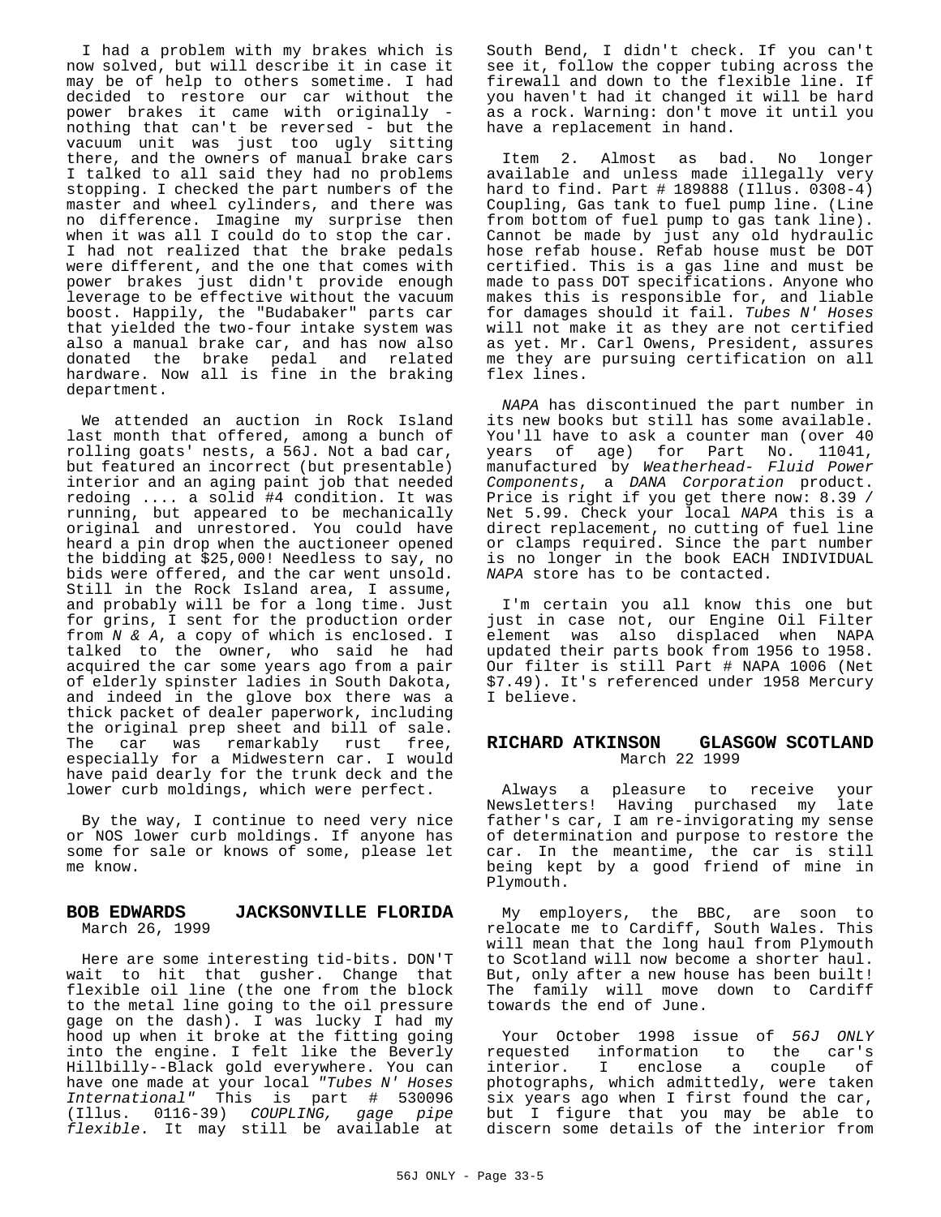I had a problem with my brakes which is now solved, but will describe it in case it may be of help to others sometime. I had decided to restore our car without the power brakes it came with originally - nothing that can't be reversed - but the vacuum unit was just too ugly sitting there, and the owners of manual brake cars I talked to all said they had no problems stopping. I checked the part numbers of the master and wheel cylinders, and there was no difference. Imagine my surprise then when it was all I could do to stop the car. I had not realized that the brake pedals were different, and the one that comes with power brakes just didn't provide enough leverage to be effective without the vacuum boost. Happily, the "Budabaker" parts car that yielded the two-four intake system was also a manual brake car, and has now also donated the brake pedal and related hardware. Now all is fine in the braking department.

We attended an auction in Rock Island last month that offered, among a bunch of rolling goats' nests, a 56J. Not a bad car, but featured an incorrect (but presentable) interior and an aging paint job that needed redoing .... a solid #4 condition. It was running, but appeared to be mechanically original and unrestored. You could have heard a pin drop when the auctioneer opened the bidding at $25,000! Needless to say, no bids were offered, and the car went unsold. Still in the Rock Island area, I assume, and probably will be for a long time. Just for grins, I sent for the production order from *N & A*, a copy of which is enclosed. I talked to the owner, who said he had acquired the car some years ago from a pair of elderly spinster ladies in South Dakota, and indeed in the glove box there was a thick packet of dealer paperwork, including the original prep sheet and bill of sale. The car was remarkably rust free, especially for a Midwestern car. I would have paid dearly for the trunk deck and the lower curb moldings, which were perfect.

By the way, I continue to need very nice or NOS lower curb moldings. If anyone has some for sale or knows of some, please let me know.

### BOB EDWARDS JACKSONVILLE FLORIDA

March 26, 1999

Here are some interesting tid-bits. DON'T wait to hit that gusher. Change that flexible oil line (the one from the block to the metal line going to the oil pressure gage on the dash). I was lucky I had my hood up when it broke at the fitting going into the engine. I felt like the Beverly Hillbilly--Black gold everywhere. You can have one made at your local *"Tubes N' Hoses International"* This is part # 530096 (Illus. 0116-39) *COUPLING, gage pipe flexible*. It may still be available at South Bend, I didn't check. If you can't see it, follow the copper tubing across the firewall and down to the flexible line. If you haven't had it changed it will be hard as a rock. Warning: don't move it until you have a replacement in hand.

Item 2. Almost as bad. No longer available and unless made illegally very hard to find. Part # 189888 (Illus. 0308-4) Coupling, Gas tank to fuel pump line. (Line from bottom of fuel pump to gas tank line). Cannot be made by just any old hydraulic hose refab house. Refab house must be DOT certified. This is a gas line and must be made to pass DOT specifications. Anyone who makes this is responsible for, and liable for damages should it fail. *Tubes N' Hoses* will not make it as they are not certified as yet. Mr. Carl Owens, President, assures me they are pursuing certification on all flex lines.

*NAPA* has discontinued the part number in its new books but still has some available. You'll have to ask a counter man (over 40 years of age) for Part No. 11041, manufactured by *Weatherhead- Fluid Power Components*, a *DANA Corporation* product. Price is right if you get there now: 8.39 / Net 5.99. Check your local *NAPA* this is a direct replacement, no cutting of fuel line or clamps required. Since the part number is no longer in the book EACH INDIVIDUAL *NAPA* store has to be contacted.

I'm certain you all know this one but just in case not, our Engine Oil Filter element was also displaced when NAPA updated their parts book from 1956 to 1958. Our filter is still Part # NAPA 1006 (Net $7.49). It's referenced under 1958 Mercury I believe.

### RICHARD ATKINSON GLASGOW SCOTLAND

March 22 1999

Always a pleasure to receive your Newsletters! Having purchased my late father's car, I am re-invigorating my sense of determination and purpose to restore the car. In the meantime, the car is still being kept by a good friend of mine in Plymouth.

My employers, the BBC, are soon to relocate me to Cardiff, South Wales. This will mean that the long haul from Plymouth to Scotland will now become a shorter haul. But, only after a new house has been built! The family will move down to Cardiff towards the end of June.

Your October 1998 issue of *56J ONLY* requested information to the car's interior. I enclose a couple of photographs, which admittedly, were taken six years ago when I first found the car, but I figure that you may be able to discern some details of the interior from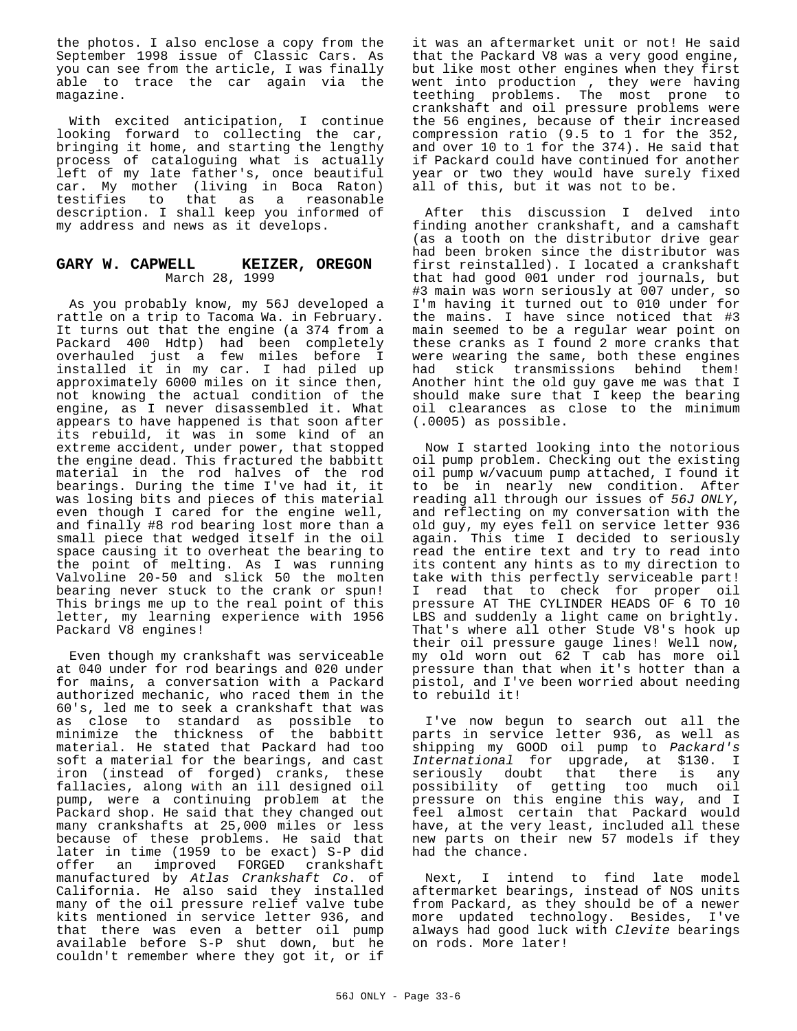the photos. I also enclose a copy from the September 1998 issue of Classic Cars. As you can see from the article, I was finally able to trace the car again via the magazine.

With excited anticipation, I continue looking forward to collecting the car, bringing it home, and starting the lengthy process of cataloguing what is actually left of my late father's, once beautiful car. My mother (living in Boca Raton) testifies to that as a reasonable description. I shall keep you informed of my address and news as it develops.

## GARY W. CAPWELL KEIZER, OREGON

March 28, 1999

As you probably know, my 56J developed a rattle on a trip to Tacoma Wa. in February. It turns out that the engine (a 374 from a Packard 400 Hdtp) had been completely overhauled just a few miles before I installed it in my car. I had piled up approximately 6000 miles on it since then, not knowing the actual condition of the engine, as I never disassembled it. What appears to have happened is that soon after its rebuild, it was in some kind of an extreme accident, under power, that stopped the engine dead. This fractured the babbitt material in the rod halves of the rod bearings. During the time I've had it, it was losing bits and pieces of this material even though I cared for the engine well, and finally #8 rod bearing lost more than a small piece that wedged itself in the oil space causing it to overheat the bearing to the point of melting. As I was running Valvoline 20-50 and slick 50 the molten bearing never stuck to the crank or spun! This brings me up to the real point of this letter, my learning experience with 1956 Packard V8 engines!

Even though my crankshaft was serviceable at 040 under for rod bearings and 020 under for mains, a conversation with a Packard authorized mechanic, who raced them in the 60's, led me to seek a crankshaft that was as close to standard as possible to minimize the thickness of the babbitt material. He stated that Packard had too soft a material for the bearings, and cast iron (instead of forged) cranks, these fallacies, along with an ill designed oil pump, were a continuing problem at the Packard shop. He said that they changed out many crankshafts at 25,000 miles or less because of these problems. He said that later in time (1959 to be exact) S-P did offer an improved FORGED crankshaft manufactured by *Atlas Crankshaft Co*. of California. He also said they installed many of the oil pressure relief valve tube kits mentioned in service letter 936, and that there was even a better oil pump available before S-P shut down, but he couldn't remember where they got it, or if it was an aftermarket unit or not! He said that the Packard V8 was a very good engine, but like most other engines when they first went into production , they were having teething problems. The most prone to crankshaft and oil pressure problems were the 56 engines, because of their increased compression ratio (9.5 to 1 for the 352, and over 10 to 1 for the 374). He said that if Packard could have continued for another year or two they would have surely fixed all of this, but it was not to be.

After this discussion I delved into finding another crankshaft, and a camshaft (as a tooth on the distributor drive gear had been broken since the distributor was first reinstalled). I located a crankshaft that had good 001 under rod journals, but #3 main was worn seriously at 007 under, so I'm having it turned out to 010 under for the mains. I have since noticed that #3 main seemed to be a regular wear point on these cranks as I found 2 more cranks that were wearing the same, both these engines had stick transmissions behind them! Another hint the old guy gave me was that I should make sure that I keep the bearing oil clearances as close to the minimum (.0005) as possible.

Now I started looking into the notorious oil pump problem. Checking out the existing oil pump w/vacuum pump attached, I found it to be in nearly new condition. After reading all through our issues of *56J ONLY*, and reflecting on my conversation with the old guy, my eyes fell on service letter 936 again. This time I decided to seriously read the entire text and try to read into its content any hints as to my direction to take with this perfectly serviceable part! I read that to check for proper oil pressure AT THE CYLINDER HEADS OF 6 TO 10 LBS and suddenly a light came on brightly. That's where all other Stude V8's hook up their oil pressure gauge lines! Well now, my old worn out 62 T cab has more oil pressure than that when it's hotter than a pistol, and I've been worried about needing to rebuild it!

I've now begun to search out all the parts in service letter 936, as well as shipping my GOOD oil pump to *Packard's International* for upgrade, at \$130. I seriously doubt that there is any possibility of getting too much oil pressure on this engine this way, and I feel almost certain that Packard would have, at the very least, included all these new parts on their new 57 models if they had the chance.

Next, I intend to find late model aftermarket bearings, instead of NOS units from Packard, as they should be of a newer more updated technology. Besides, I've always had good luck with *Clevite* bearings on rods. More later!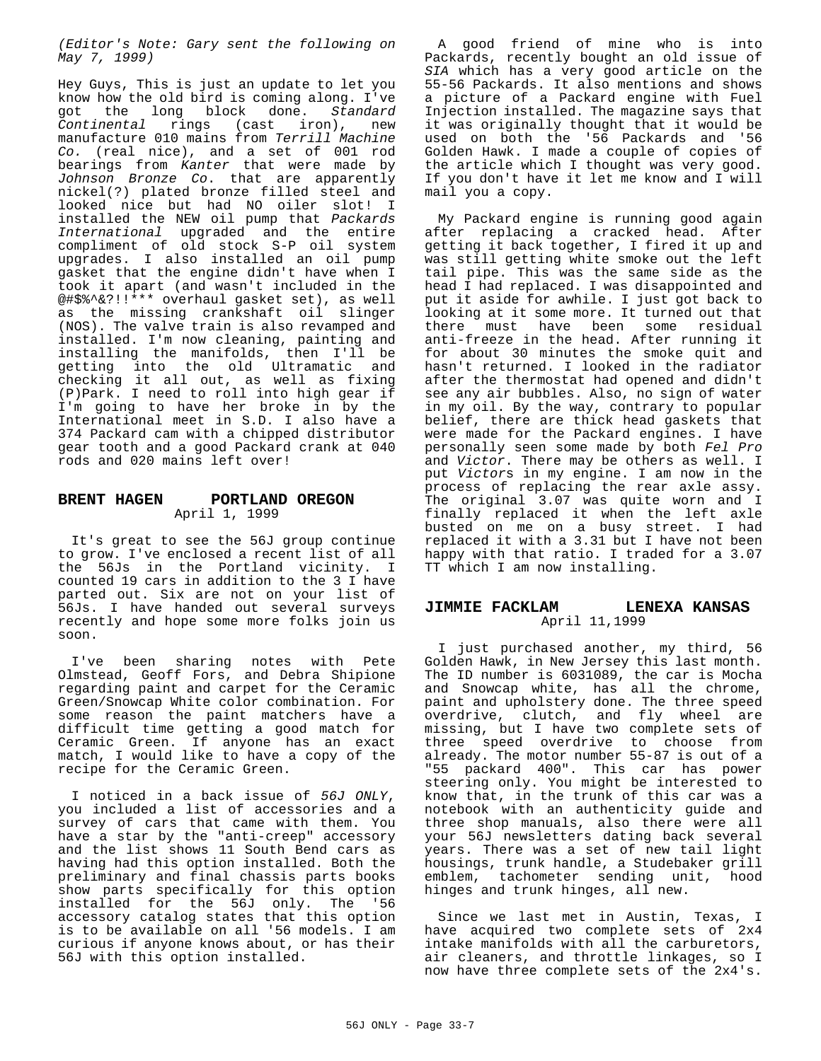*(Editor's Note: Gary sent the following on May 7, 1999)*

Hey Guys, This is just an update to let you know how the old bird is coming along. I've got the long block done. *Standard Continental* rings (cast iron), new manufacture 010 mains from *Terrill Machine Co.* (real nice), and a set of 001 rod bearings from *Kanter* that were made by *Johnson Bronze Co.* that are apparently nickel(?) plated bronze filled steel and looked nice but had NO oiler slot! I installed the NEW oil pump that *Packards International* upgraded and the entire compliment of old stock S-P oil system upgrades. I also installed an oil pump gasket that the engine didn't have when I took it apart (and wasn't included in the @#$%^&?!!*** overhaul gasket set), as well as the missing crankshaft oil slinger (NOS). The valve train is also revamped and installed. I'm now cleaning, painting and installing the manifolds, then I'll be getting into the old Ultramatic and checking it all out, as well as fixing (P)Park. I need to roll into high gear if I'm going to have her broke in by the International meet in S.D. I also have a 374 Packard cam with a chipped distributor gear tooth and a good Packard crank at 040 rods and 020 mains left over!

## BRENT HAGEN    PORTLAND OREGON

April 1, 1999

It's great to see the 56J group continue to grow. I've enclosed a recent list of all the 56Js in the Portland vicinity. I counted 19 cars in addition to the 3 I have parted out. Six are not on your list of 56Js. I have handed out several surveys recently and hope some more folks join us soon.

I've been sharing notes with Pete Olmstead, Geoff Fors, and Debra Shipione regarding paint and carpet for the Ceramic Green/Snowcap White color combination. For some reason the paint matchers have a difficult time getting a good match for Ceramic Green. If anyone has an exact match, I would like to have a copy of the recipe for the Ceramic Green.

I noticed in a back issue of *56J ONLY*, you included a list of accessories and a survey of cars that came with them. You have a star by the "anti-creep" accessory and the list shows 11 South Bend cars as having had this option installed. Both the preliminary and final chassis parts books show parts specifically for this option installed for the 56J only. The '56 accessory catalog states that this option is to be available on all '56 models. I am curious if anyone knows about, or has their 56J with this option installed.

A good friend of mine who is into Packards, recently bought an old issue of *SIA* which has a very good article on the 55-56 Packards. It also mentions and shows a picture of a Packard engine with Fuel Injection installed. The magazine says that it was originally thought that it would be used on both the '56 Packards and '56 Golden Hawk. I made a couple of copies of the article which I thought was very good. If you don't have it let me know and I will mail you a copy.

My Packard engine is running good again after replacing a cracked head. After getting it back together, I fired it up and was still getting white smoke out the left tail pipe. This was the same side as the head I had replaced. I was disappointed and put it aside for awhile. I just got back to looking at it some more. It turned out that there must have been some residual anti-freeze in the head. After running it for about 30 minutes the smoke quit and hasn't returned. I looked in the radiator after the thermostat had opened and didn't see any air bubbles. Also, no sign of water in my oil. By the way, contrary to popular belief, there are thick head gaskets that were made for the Packard engines. I have personally seen some made by both *Fel Pro* and *Victor*. There may be others as well. I put *Victor*s in my engine. I am now in the process of replacing the rear axle assy. The original 3.07 was quite worn and I finally replaced it when the left axle busted on me on a busy street. I had replaced it with a 3.31 but I have not been happy with that ratio. I traded for a 3.07 TT which I am now installing.

## JIMMIE FACKLAM    LENEXA KANSAS

April 11,1999

I just purchased another, my third, 56 Golden Hawk, in New Jersey this last month. The ID number is 6031089, the car is Mocha and Snowcap white, has all the chrome, paint and upholstery done. The three speed overdrive, clutch, and fly wheel are missing, but I have two complete sets of three speed overdrive to choose from already. The motor number 55-87 is out of a "55 packard 400". This car has power steering only. You might be interested to know that, in the trunk of this car was a notebook with an authenticity guide and three shop manuals, also there were all your 56J newsletters dating back several years. There was a set of new tail light housings, trunk handle, a Studebaker grill emblem, tachometer sending unit, hood hinges and trunk hinges, all new.

Since we last met in Austin, Texas, I have acquired two complete sets of 2x4 intake manifolds with all the carburetors, air cleaners, and throttle linkages, so I now have three complete sets of the 2x4's.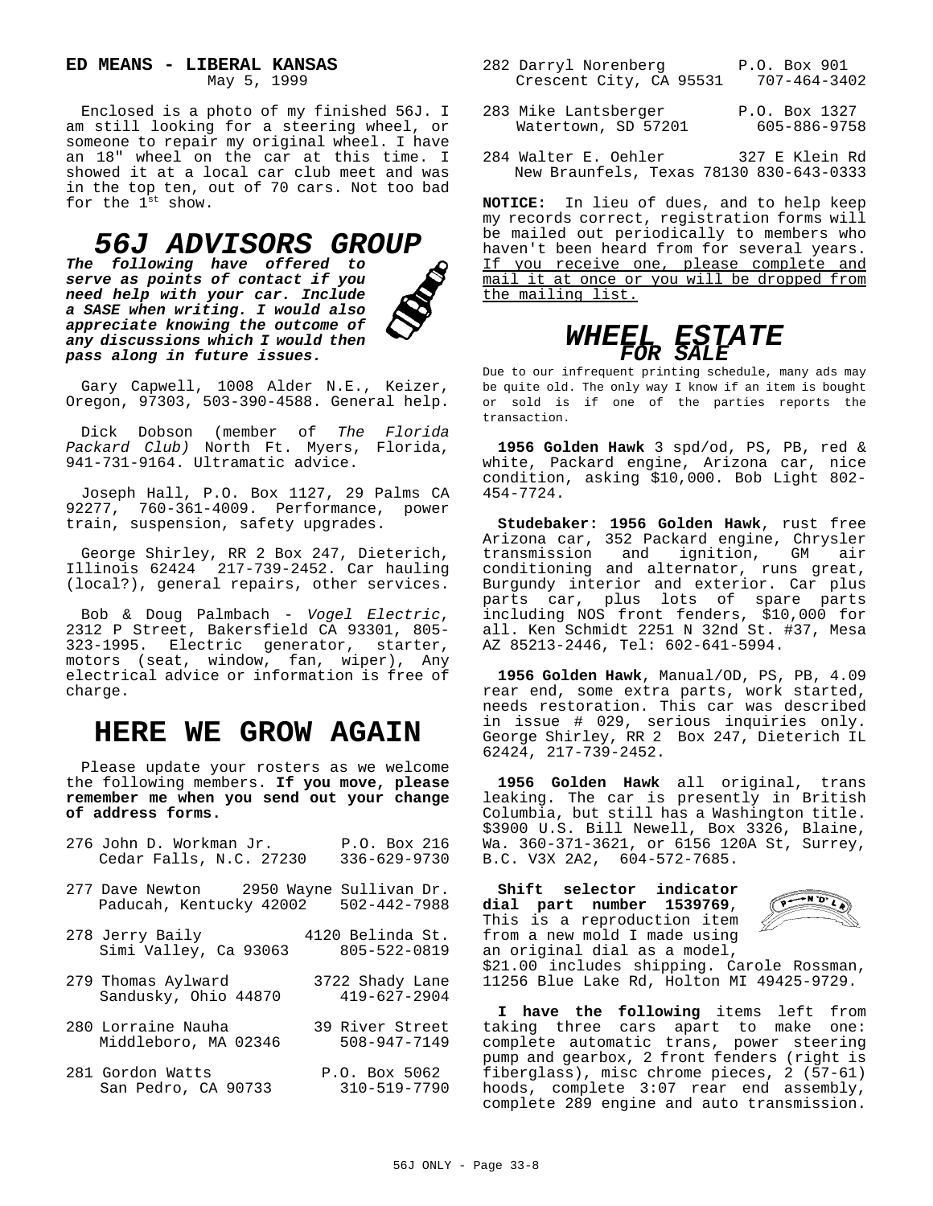**ED MEANS - LIBERAL KANSAS**
May 5, 1999

Enclosed is a photo of my finished 56J. I am still looking for a steering wheel, or someone to repair my original wheel. I have an 18" wheel on the car at this time. I showed it at a local car club meet and was in the top ten, out of 70 cars. Not too bad for the 1st show.

# *56J ADVISORS GROUP*

***The following have offered to serve as points of contact if you need help with your car. Include a SASE when writing. I would also appreciate knowing the outcome of any discussions which I would then pass along in future issues.***

Gary Capwell, 1008 Alder N.E., Keizer, Oregon, 97303, 503-390-4588. General help.

Dick Dobson (member of *The Florida Packard Club)* North Ft. Myers, Florida, 941-731-9164. Ultramatic advice.

Joseph Hall, P.O. Box 1127, 29 Palms CA 92277, 760-361-4009. Performance, power train, suspension, safety upgrades.

George Shirley, RR 2 Box 247, Dieterich, Illinois 62424 217-739-2452. Car hauling (local?), general repairs, other services.

Bob & Doug Palmbach - *Vogel Electric*, 2312 P Street, Bakersfield CA 93301, 805-323-1995. Electric generator, starter, motors (seat, window, fan, wiper), Any electrical advice or information is free of charge.

# HERE WE GROW AGAIN

Please update your rosters as we welcome the following members. **If you move, please remember me when you send out your change of address forms.**

276 John D. Workman Jr. — P.O. Box 216
Cedar Falls, N.C. 27230 — 336-629-9730

277 Dave Newton — 2950 Wayne Sullivan Dr.
Paducah, Kentucky 42002 — 502-442-7988

278 Jerry Baily — 4120 Belinda St.
Simi Valley, Ca 93063 — 805-522-0819

279 Thomas Aylward — 3722 Shady Lane
Sandusky, Ohio 44870 — 419-627-2904

280 Lorraine Nauha — 39 River Street
Middleboro, MA 02346 — 508-947-7149

281 Gordon Watts — P.O. Box 5062
San Pedro, CA 90733 — 310-519-7790

282 Darryl Norenberg — P.O. Box 901
Crescent City, CA 95531 — 707-464-3402

283 Mike Lantsberger — P.O. Box 1327
Watertown, SD 57201 — 605-886-9758

284 Walter E. Oehler — 327 E Klein Rd
New Braunfels, Texas 78130 830-643-0333

**NOTICE:** In lieu of dues, and to help keep my records correct, registration forms will be mailed out periodically to members who haven't been heard from for several years. If you receive one, please complete and mail it at once or you will be dropped from the mailing list.

# *WHEEL ESTATE*
## *FOR SALE*

Due to our infrequent printing schedule, many ads may be quite old. The only way I know if an item is bought or sold is if one of the parties reports the transaction.

**1956 Golden Hawk** 3 spd/od, PS, PB, red & white, Packard engine, Arizona car, nice condition, asking $10,000. Bob Light 802-454-7724.

**Studebaker: 1956 Golden Hawk**, rust free Arizona car, 352 Packard engine, Chrysler transmission and ignition, GM air conditioning and alternator, runs great, Burgundy interior and exterior. Car plus parts car, plus lots of spare parts including NOS front fenders, $10,000 for all. Ken Schmidt 2251 N 32nd St. #37, Mesa AZ 85213-2446, Tel: 602-641-5994.

**1956 Golden Hawk**, Manual/OD, PS, PB, 4.09 rear end, some extra parts, work started, needs restoration. This car was described in issue # 029, serious inquiries only. George Shirley, RR 2 Box 247, Dieterich IL 62424, 217-739-2452.

**1956 Golden Hawk** all original, trans leaking. The car is presently in British Columbia, but still has a Washington title. $3900 U.S. Bill Newell, Box 3326, Blaine, Wa. 360-371-3621, or 6156 120A St, Surrey, B.C. V3X 2A2, 604-572-7685.

**Shift selector indicator dial part number 1539769**, This is a reproduction item from a new mold I made using an original dial as a model, $21.00 includes shipping. Carole Rossman, 11256 Blue Lake Rd, Holton MI 49425-9729.

**I have the following** items left from taking three cars apart to make one: complete automatic trans, power steering pump and gearbox, 2 front fenders (right is fiberglass), misc chrome pieces, 2 (57-61) hoods, complete 3:07 rear end assembly, complete 289 engine and auto transmission.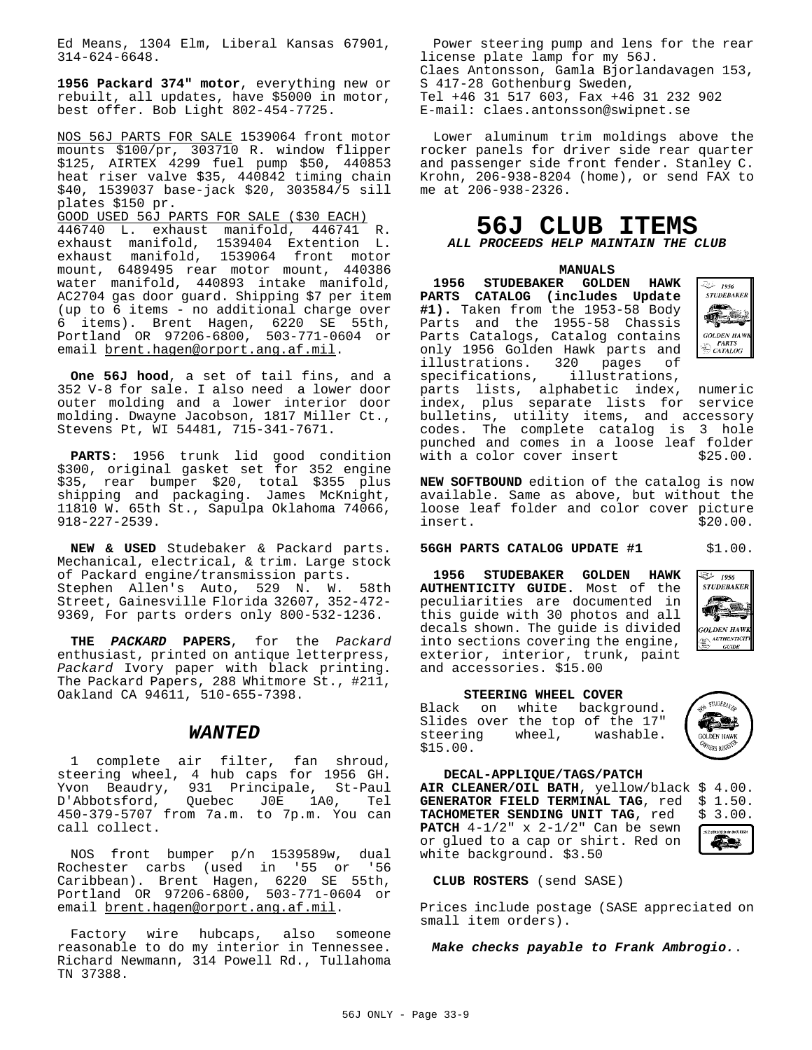Ed Means, 1304 Elm, Liberal Kansas 67901, 314-624-6648.

**1956 Packard 374" motor**, everything new or rebuilt, all updates, have $5000 in motor, best offer. Bob Light 802-454-7725.

NOS 56J PARTS FOR SALE 1539064 front motor mounts $100/pr, 303710 R. window flipper $125, AIRTEX 4299 fuel pump $50, 440853 heat riser valve $35, 440842 timing chain $40, 1539037 base-jack $20, 303584/5 sill plates $150 pr.

GOOD USED 56J PARTS FOR SALE ($30 EACH)
446740 L. exhaust manifold, 446741 R. exhaust manifold, 1539404 Extention L. exhaust manifold, 1539064 front motor mount, 6489495 rear motor mount, 440386 water manifold, 440893 intake manifold, AC2704 gas door guard. Shipping $7 per item (up to 6 items - no additional charge over 6 items). Brent Hagen, 6220 SE 55th, Portland OR 97206-6800, 503-771-0604 or email brent.hagen@orport.ang.af.mil.

**One 56J hood**, a set of tail fins, and a 352 V-8 for sale. I also need a lower door outer molding and a lower interior door molding. Dwayne Jacobson, 1817 Miller Ct., Stevens Pt, WI 54481, 715-341-7671.

**PARTS**: 1956 trunk lid good condition $300, original gasket set for 352 engine $35, rear bumper $20, total $355 plus shipping and packaging. James McKnight, 11810 W. 65th St., Sapulpa Oklahoma 74066, 918-227-2539.

**NEW & USED** Studebaker & Packard parts. Mechanical, electrical, & trim. Large stock of Packard engine/transmission parts.
Stephen Allen's Auto, 529 N. W. 58th Street, Gainesville Florida 32607, 352-472-9369, For parts orders only 800-532-1236.

**THE *PACKARD* PAPERS**, for the *Packard* enthusiast, printed on antique letterpress, *Packard* Ivory paper with black printing. The Packard Papers, 288 Whitmore St., #211, Oakland CA 94611, 510-655-7398.

## *WANTED*

1 complete air filter, fan shroud, steering wheel, 4 hub caps for 1956 GH. Yvon Beaudry, 931 Principale, St-Paul D'Abbotsford, Quebec J0E 1A0, Tel 450-379-5707 from 7a.m. to 7p.m. You can call collect.

NOS front bumper p/n 1539589w, dual Rochester carbs (used in '55 or '56 Caribbean). Brent Hagen, 6220 SE 55th, Portland OR 97206-6800, 503-771-0604 or email brent.hagen@orport.ang.af.mil.

Factory wire hubcaps, also someone reasonable to do my interior in Tennessee. Richard Newmann, 314 Powell Rd., Tullahoma TN 37388.

Power steering pump and lens for the rear license plate lamp for my 56J.
Claes Antonsson, Gamla Bjorlandavagen 153, S 417-28 Gothenburg Sweden,
Tel +46 31 517 603, Fax +46 31 232 902
E-mail: claes.antonsson@swipnet.se

Lower aluminum trim moldings above the rocker panels for driver side rear quarter and passenger side front fender. Stanley C. Krohn, 206-938-8204 (home), or send FAX to me at 206-938-2326.

# 56J CLUB ITEMS

***ALL PROCEEDS HELP MAINTAIN THE CLUB***

### MANUALS

**1956 STUDEBAKER GOLDEN HAWK PARTS CATALOG (includes Update #1).** Taken from the 1953-58 Body Parts and the 1955-58 Chassis Parts Catalogs, Catalog contains only 1956 Golden Hawk parts and illustrations. 320 pages of specifications, illustrations, parts lists, alphabetic index, numeric index, plus separate lists for service bulletins, utility items, and accessory codes. The complete catalog is 3 hole punched and comes in a loose leaf folder with a color cover insert $25.00.

**NEW SOFTBOUND** edition of the catalog is now available. Same as above, but without the loose leaf folder and color cover picture insert. $20.00.

**56GH PARTS CATALOG UPDATE #1** $1.00.

**1956 STUDEBAKER GOLDEN HAWK AUTHENTICITY GUIDE.** Most of the peculiarities are documented in this guide with 30 photos and all decals shown. The guide is divided into sections covering the engine, exterior, interior, trunk, paint and accessories. $15.00

### STEERING WHEEL COVER

Black on white background. Slides over the top of the 17" steering wheel, washable. $15.00.

### DECAL-APPLIQUE/TAGS/PATCH

**AIR CLEANER/OIL BATH**, yellow/black $ 4.00.
**GENERATOR FIELD TERMINAL TAG**, red $ 1.50.
**TACHOMETER SENDING UNIT TAG**, red $ 3.00.
**PATCH** 4-1/2" x 2-1/2" Can be sewn or glued to a cap or shirt. Red on white background. $3.50

**CLUB ROSTERS** (send SASE)

Prices include postage (SASE appreciated on small item orders).

***Make checks payable to Frank Ambrogio.***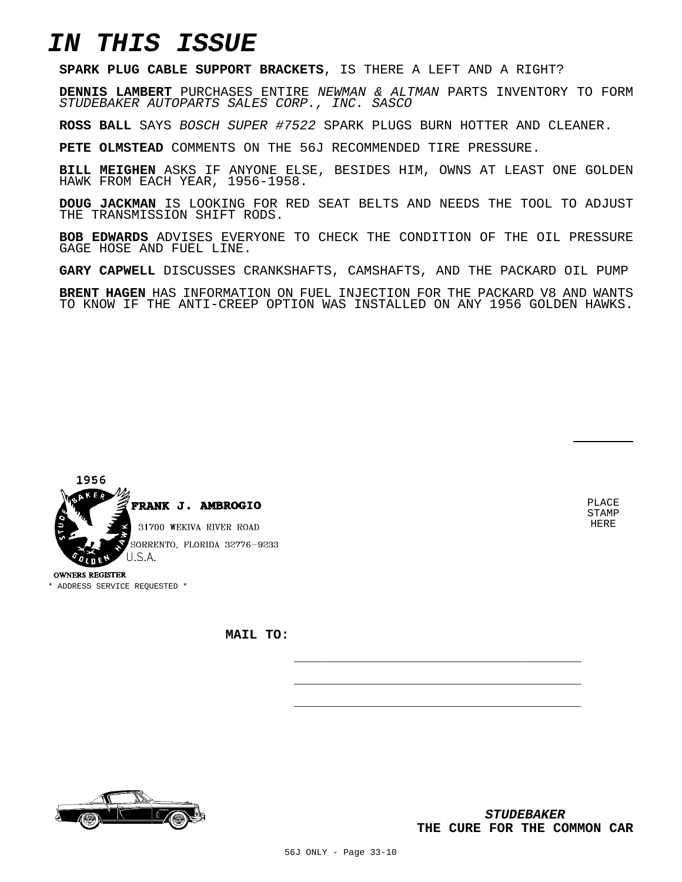# IN THIS ISSUE

**SPARK PLUG CABLE SUPPORT BRACKETS**, IS THERE A LEFT AND A RIGHT?

**DENNIS LAMBERT** PURCHASES ENTIRE *NEWMAN & ALTMAN* PARTS INVENTORY TO FORM *STUDEBAKER AUTOPARTS SALES CORP., INC. SASCO*

**ROSS BALL** SAYS *BOSCH SUPER #7522* SPARK PLUGS BURN HOTTER AND CLEANER.

**PETE OLMSTEAD** COMMENTS ON THE 56J RECOMMENDED TIRE PRESSURE.

**BILL MEIGHEN** ASKS IF ANYONE ELSE, BESIDES HIM, OWNS AT LEAST ONE GOLDEN HAWK FROM EACH YEAR, 1956-1958.

**DOUG JACKMAN** IS LOOKING FOR RED SEAT BELTS AND NEEDS THE TOOL TO ADJUST THE TRANSMISSION SHIFT RODS.

**BOB EDWARDS** ADVISES EVERYONE TO CHECK THE CONDITION OF THE OIL PRESSURE GAGE HOSE AND FUEL LINE.

**GARY CAPWELL** DISCUSSES CRANKSHAFTS, CAMSHAFTS, AND THE PACKARD OIL PUMP

**BRENT HAGEN** HAS INFORMATION ON FUEL INJECTION FOR THE PACKARD V8 AND WANTS TO KNOW IF THE ANTI-CREEP OPTION WAS INSTALLED ON ANY 1956 GOLDEN HAWKS.

1956 STUDEBAKER GOLDEN HAWK OWNERS REGISTER

**FRANK J. AMBROGIO**
31700 WEKIVA RIVER ROAD
SORRENTO, FLORIDA 32776-9233
U.S.A.

\* ADDRESS SERVICE REQUESTED \*

PLACE STAMP HERE

**MAIL TO:**

________________________________________

________________________________________

________________________________________

***STUDEBAKER***
**THE CURE FOR THE COMMON CAR**